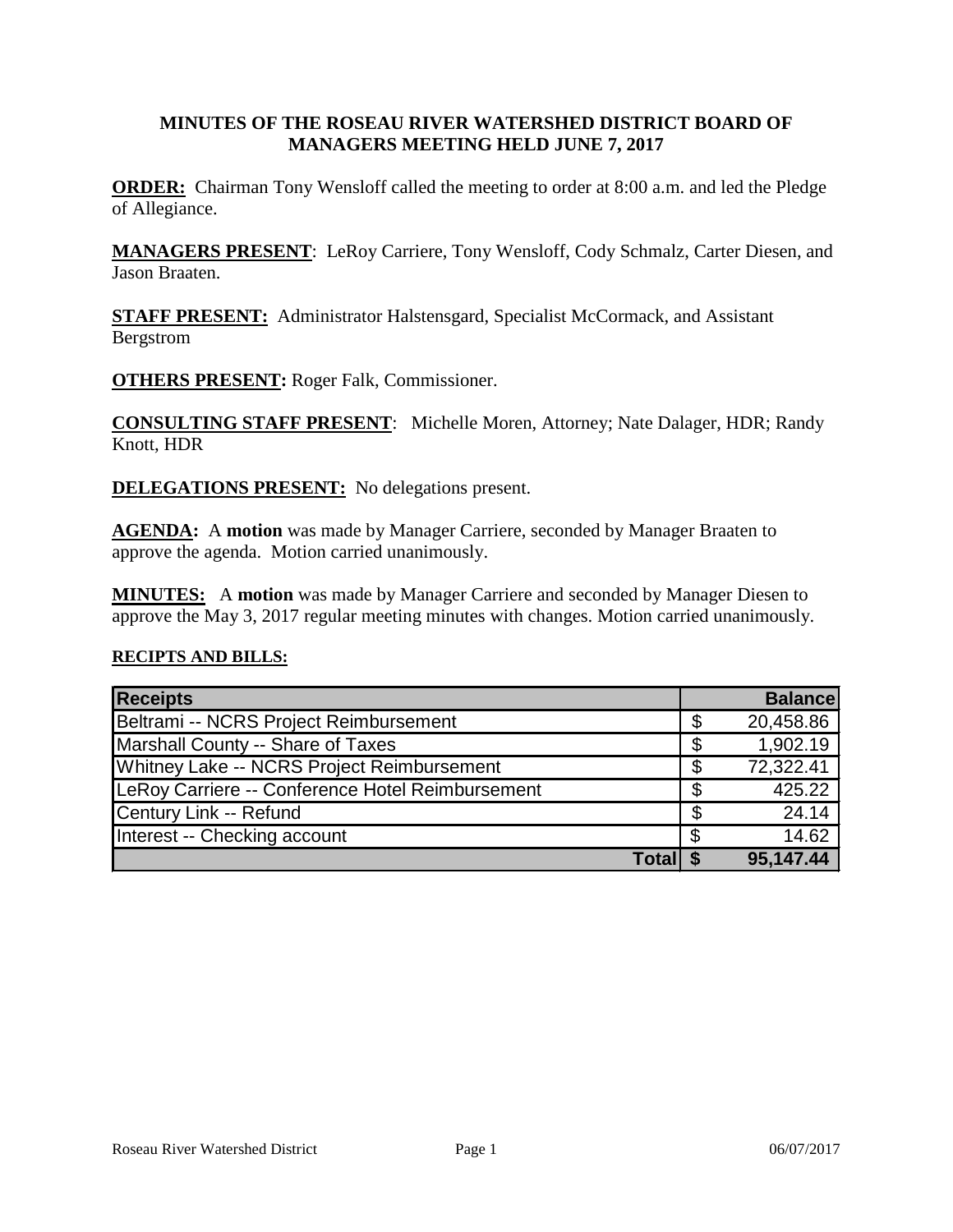**MINUTES OF THE ROSEAU RIVER WATERSHED DISTRICT BOARD OF MANAGERS MEETING HELD JUNE 7, 2017**

**ORDER:** Chairman Tony Wensloff called the meeting to order at 8:00 a.m. and led the Pledge of Allegiance.

**MANAGERS PRESENT**: LeRoy Carriere, Tony Wensloff, Cody Schmalz, Carter Diesen, and Jason Braaten.

**STAFF PRESENT:** Administrator Halstensgard, Specialist McCormack, and Assistant Bergstrom

**OTHERS PRESENT:** Roger Falk, Commissioner.

**CONSULTING STAFF PRESENT**: Michelle Moren, Attorney; Nate Dalager, HDR; Randy Knott, HDR

**DELEGATIONS PRESENT:** No delegations present.

**AGENDA:** A **motion** was made by Manager Carriere, seconded by Manager Braaten to approve the agenda. Motion carried unanimously.

**MINUTES:** A **motion** was made by Manager Carriere and seconded by Manager Diesen to approve the May 3, 2017 regular meeting minutes with changes. Motion carried unanimously.

**RECIPTS AND BILLS:**

| Receipts | | Balance |
|---|---|---|
| Beltrami -- NCRS Project Reimbursement | $ | 20,458.86 |
| Marshall County -- Share of Taxes | $ | 1,902.19 |
| Whitney Lake -- NCRS Project Reimbursement | $ | 72,322.41 |
| LeRoy Carriere -- Conference Hotel Reimbursement | $ | 425.22 |
| Century Link -- Refund | $ | 24.14 |
| Interest -- Checking account | $ | 14.62 |
| **Total** | **$** | **95,147.44** |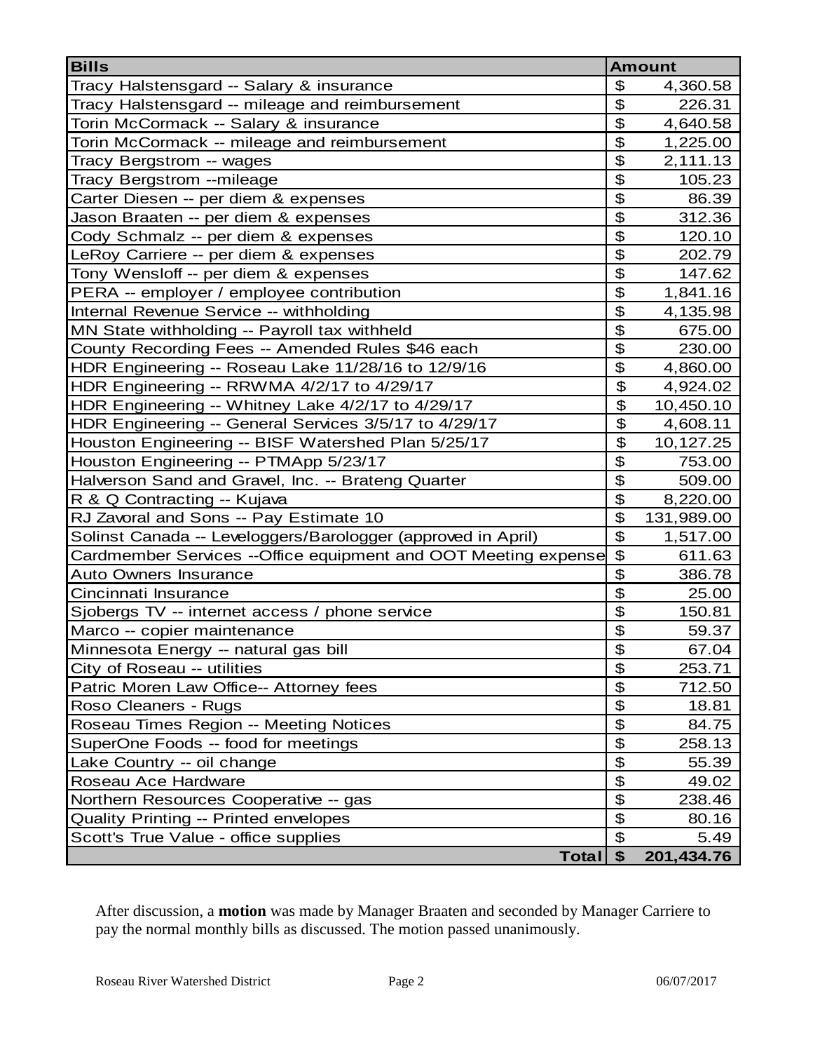| Bills | Amount |
|---|---|
| Tracy Halstensgard -- Salary & insurance | $ 4,360.58 |
| Tracy Halstensgard -- mileage and reimbursement | $ 226.31 |
| Torin McCormack -- Salary & insurance | $ 4,640.58 |
| Torin McCormack -- mileage and reimbursement | $ 1,225.00 |
| Tracy Bergstrom -- wages | $ 2,111.13 |
| Tracy Bergstrom --mileage | $ 105.23 |
| Carter Diesen -- per diem & expenses | $ 86.39 |
| Jason Braaten -- per diem & expenses | $ 312.36 |
| Cody Schmalz -- per diem & expenses | $ 120.10 |
| LeRoy Carriere -- per diem & expenses | $ 202.79 |
| Tony Wensloff -- per diem & expenses | $ 147.62 |
| PERA -- employer / employee contribution | $ 1,841.16 |
| Internal Revenue Service -- withholding | $ 4,135.98 |
| MN State withholding -- Payroll tax withheld | $ 675.00 |
| County Recording Fees -- Amended Rules $46 each | $ 230.00 |
| HDR Engineering -- Roseau Lake 11/28/16 to 12/9/16 | $ 4,860.00 |
| HDR Engineering -- RRWMA 4/2/17 to 4/29/17 | $ 4,924.02 |
| HDR Engineering -- Whitney Lake 4/2/17 to 4/29/17 | $ 10,450.10 |
| HDR Engineering -- General Services 3/5/17 to 4/29/17 | $ 4,608.11 |
| Houston Engineering -- BISF Watershed Plan 5/25/17 | $ 10,127.25 |
| Houston Engineering -- PTMApp 5/23/17 | $ 753.00 |
| Halverson Sand and Gravel, Inc. -- Brateng Quarter | $ 509.00 |
| R & Q Contracting -- Kujava | $ 8,220.00 |
| RJ Zavoral and Sons -- Pay Estimate 10 | $ 131,989.00 |
| Solinst Canada -- Leveloggers/Barologger (approved in April) | $ 1,517.00 |
| Cardmember Services --Office equipment and OOT Meeting expense | $ 611.63 |
| Auto Owners Insurance | $ 386.78 |
| Cincinnati Insurance | $ 25.00 |
| Sjobergs TV -- internet access / phone service | $ 150.81 |
| Marco -- copier maintenance | $ 59.37 |
| Minnesota Energy -- natural gas bill | $ 67.04 |
| City of Roseau -- utilities | $ 253.71 |
| Patric Moren Law Office-- Attorney fees | $ 712.50 |
| Roso Cleaners - Rugs | $ 18.81 |
| Roseau Times Region -- Meeting Notices | $ 84.75 |
| SuperOne Foods -- food for meetings | $ 258.13 |
| Lake Country -- oil change | $ 55.39 |
| Roseau Ace Hardware | $ 49.02 |
| Northern Resources Cooperative -- gas | $ 238.46 |
| Quality Printing -- Printed envelopes | $ 80.16 |
| Scott's True Value - office supplies | $ 5.49 |
| **Total** | **$ 201,434.76** |

After discussion, a **motion** was made by Manager Braaten and seconded by Manager Carriere to pay the normal monthly bills as discussed. The motion passed unanimously.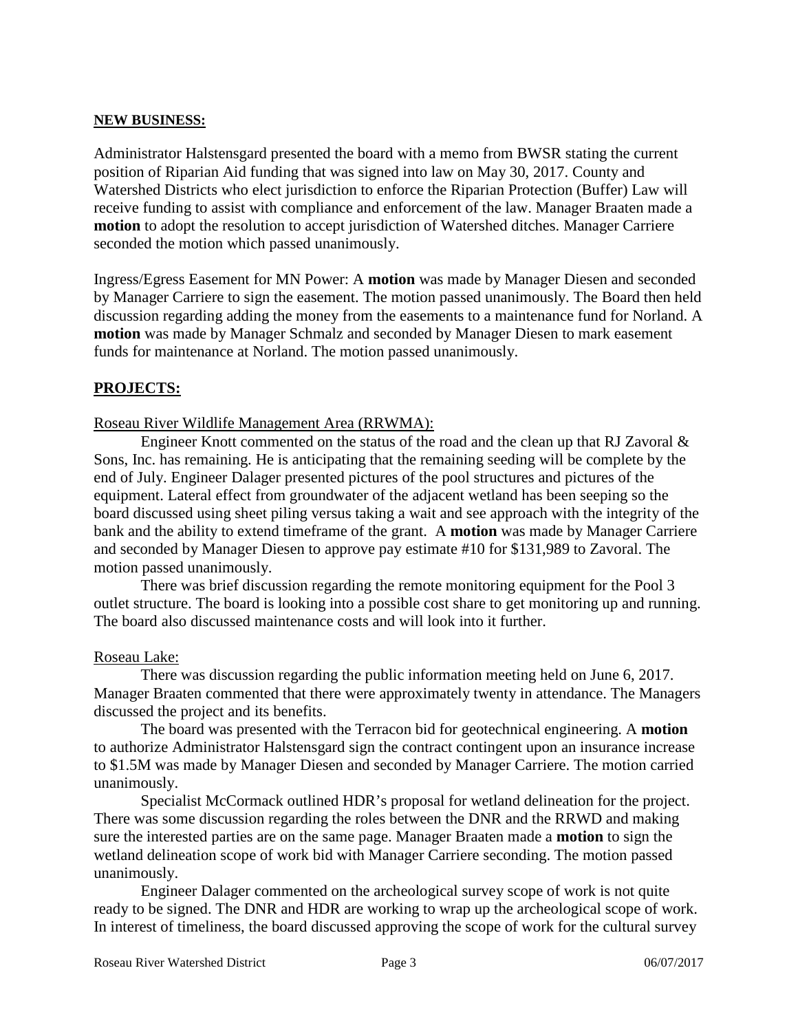**NEW BUSINESS:**

Administrator Halstensgard presented the board with a memo from BWSR stating the current position of Riparian Aid funding that was signed into law on May 30, 2017. County and Watershed Districts who elect jurisdiction to enforce the Riparian Protection (Buffer) Law will receive funding to assist with compliance and enforcement of the law. Manager Braaten made a **motion** to adopt the resolution to accept jurisdiction of Watershed ditches. Manager Carriere seconded the motion which passed unanimously.

Ingress/Egress Easement for MN Power: A **motion** was made by Manager Diesen and seconded by Manager Carriere to sign the easement. The motion passed unanimously. The Board then held discussion regarding adding the money from the easements to a maintenance fund for Norland. A **motion** was made by Manager Schmalz and seconded by Manager Diesen to mark easement funds for maintenance at Norland. The motion passed unanimously.

## PROJECTS:

Roseau River Wildlife Management Area (RRWMA):

Engineer Knott commented on the status of the road and the clean up that RJ Zavoral & Sons, Inc. has remaining. He is anticipating that the remaining seeding will be complete by the end of July. Engineer Dalager presented pictures of the pool structures and pictures of the equipment. Lateral effect from groundwater of the adjacent wetland has been seeping so the board discussed using sheet piling versus taking a wait and see approach with the integrity of the bank and the ability to extend timeframe of the grant. A **motion** was made by Manager Carriere and seconded by Manager Diesen to approve pay estimate #10 for $131,989 to Zavoral. The motion passed unanimously.

There was brief discussion regarding the remote monitoring equipment for the Pool 3 outlet structure. The board is looking into a possible cost share to get monitoring up and running. The board also discussed maintenance costs and will look into it further.

Roseau Lake:

There was discussion regarding the public information meeting held on June 6, 2017. Manager Braaten commented that there were approximately twenty in attendance. The Managers discussed the project and its benefits.

The board was presented with the Terracon bid for geotechnical engineering. A **motion** to authorize Administrator Halstensgard sign the contract contingent upon an insurance increase to $1.5M was made by Manager Diesen and seconded by Manager Carriere. The motion carried unanimously.

Specialist McCormack outlined HDR's proposal for wetland delineation for the project. There was some discussion regarding the roles between the DNR and the RRWD and making sure the interested parties are on the same page. Manager Braaten made a **motion** to sign the wetland delineation scope of work bid with Manager Carriere seconding. The motion passed unanimously.

Engineer Dalager commented on the archeological survey scope of work is not quite ready to be signed. The DNR and HDR are working to wrap up the archeological scope of work. In interest of timeliness, the board discussed approving the scope of work for the cultural survey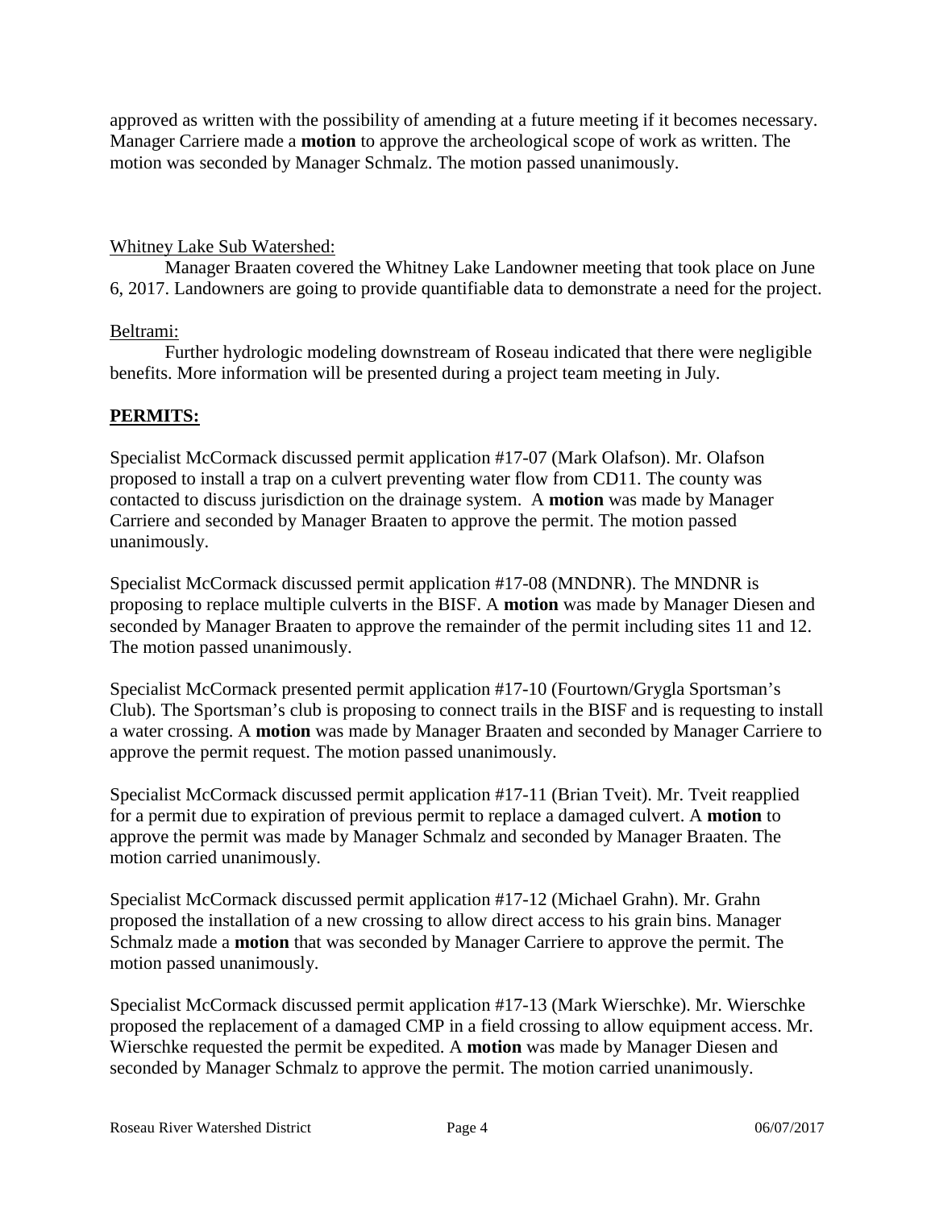approved as written with the possibility of amending at a future meeting if it becomes necessary. Manager Carriere made a **motion** to approve the archeological scope of work as written. The motion was seconded by Manager Schmalz. The motion passed unanimously.

Whitney Lake Sub Watershed:

Manager Braaten covered the Whitney Lake Landowner meeting that took place on June 6, 2017. Landowners are going to provide quantifiable data to demonstrate a need for the project.

Beltrami:

Further hydrologic modeling downstream of Roseau indicated that there were negligible benefits. More information will be presented during a project team meeting in July.

## PERMITS:

Specialist McCormack discussed permit application #17-07 (Mark Olafson). Mr. Olafson proposed to install a trap on a culvert preventing water flow from CD11. The county was contacted to discuss jurisdiction on the drainage system. A **motion** was made by Manager Carriere and seconded by Manager Braaten to approve the permit. The motion passed unanimously.

Specialist McCormack discussed permit application #17-08 (MNDNR). The MNDNR is proposing to replace multiple culverts in the BISF. A **motion** was made by Manager Diesen and seconded by Manager Braaten to approve the remainder of the permit including sites 11 and 12. The motion passed unanimously.

Specialist McCormack presented permit application #17-10 (Fourtown/Grygla Sportsman's Club). The Sportsman's club is proposing to connect trails in the BISF and is requesting to install a water crossing. A **motion** was made by Manager Braaten and seconded by Manager Carriere to approve the permit request. The motion passed unanimously.

Specialist McCormack discussed permit application #17-11 (Brian Tveit). Mr. Tveit reapplied for a permit due to expiration of previous permit to replace a damaged culvert. A **motion** to approve the permit was made by Manager Schmalz and seconded by Manager Braaten. The motion carried unanimously.

Specialist McCormack discussed permit application #17-12 (Michael Grahn). Mr. Grahn proposed the installation of a new crossing to allow direct access to his grain bins. Manager Schmalz made a **motion** that was seconded by Manager Carriere to approve the permit. The motion passed unanimously.

Specialist McCormack discussed permit application #17-13 (Mark Wierschke). Mr. Wierschke proposed the replacement of a damaged CMP in a field crossing to allow equipment access. Mr. Wierschke requested the permit be expedited. A **motion** was made by Manager Diesen and seconded by Manager Schmalz to approve the permit. The motion carried unanimously.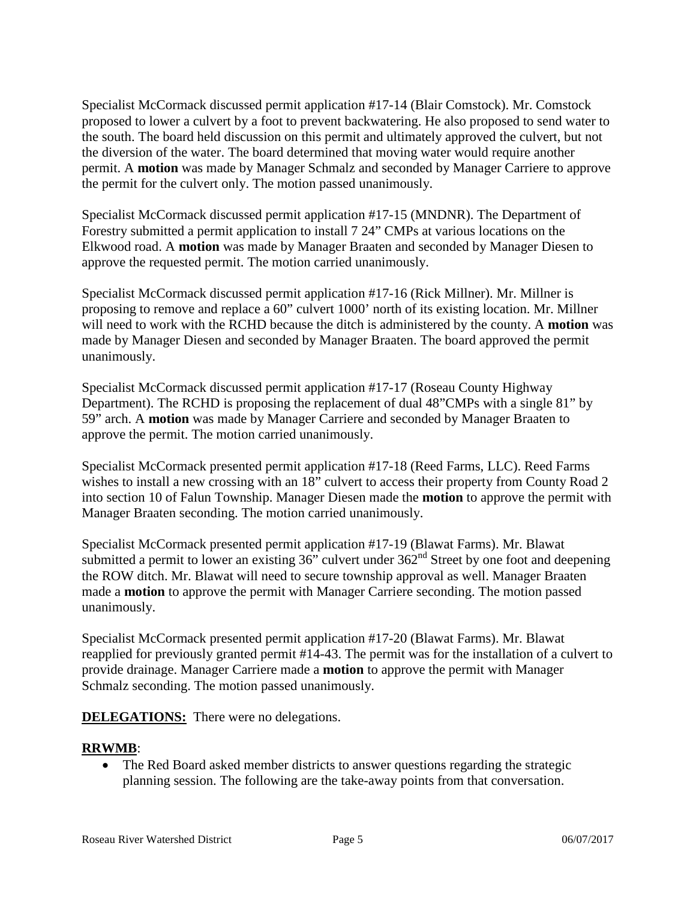Specialist McCormack discussed permit application #17-14 (Blair Comstock). Mr. Comstock proposed to lower a culvert by a foot to prevent backwatering. He also proposed to send water to the south. The board held discussion on this permit and ultimately approved the culvert, but not the diversion of the water. The board determined that moving water would require another permit. A **motion** was made by Manager Schmalz and seconded by Manager Carriere to approve the permit for the culvert only. The motion passed unanimously.

Specialist McCormack discussed permit application #17-15 (MNDNR). The Department of Forestry submitted a permit application to install 7 24" CMPs at various locations on the Elkwood road. A **motion** was made by Manager Braaten and seconded by Manager Diesen to approve the requested permit. The motion carried unanimously.

Specialist McCormack discussed permit application #17-16 (Rick Millner). Mr. Millner is proposing to remove and replace a 60" culvert 1000' north of its existing location. Mr. Millner will need to work with the RCHD because the ditch is administered by the county. A **motion** was made by Manager Diesen and seconded by Manager Braaten. The board approved the permit unanimously.

Specialist McCormack discussed permit application #17-17 (Roseau County Highway Department). The RCHD is proposing the replacement of dual 48"CMPs with a single 81" by 59" arch. A **motion** was made by Manager Carriere and seconded by Manager Braaten to approve the permit. The motion carried unanimously.

Specialist McCormack presented permit application #17-18 (Reed Farms, LLC). Reed Farms wishes to install a new crossing with an 18" culvert to access their property from County Road 2 into section 10 of Falun Township. Manager Diesen made the **motion** to approve the permit with Manager Braaten seconding. The motion carried unanimously.

Specialist McCormack presented permit application #17-19 (Blawat Farms). Mr. Blawat submitted a permit to lower an existing 36" culvert under 362nd Street by one foot and deepening the ROW ditch. Mr. Blawat will need to secure township approval as well. Manager Braaten made a **motion** to approve the permit with Manager Carriere seconding. The motion passed unanimously.

Specialist McCormack presented permit application #17-20 (Blawat Farms). Mr. Blawat reapplied for previously granted permit #14-43. The permit was for the installation of a culvert to provide drainage. Manager Carriere made a **motion** to approve the permit with Manager Schmalz seconding. The motion passed unanimously.

**DELEGATIONS:** There were no delegations.

**RRWMB**:

- The Red Board asked member districts to answer questions regarding the strategic planning session. The following are the take-away points from that conversation.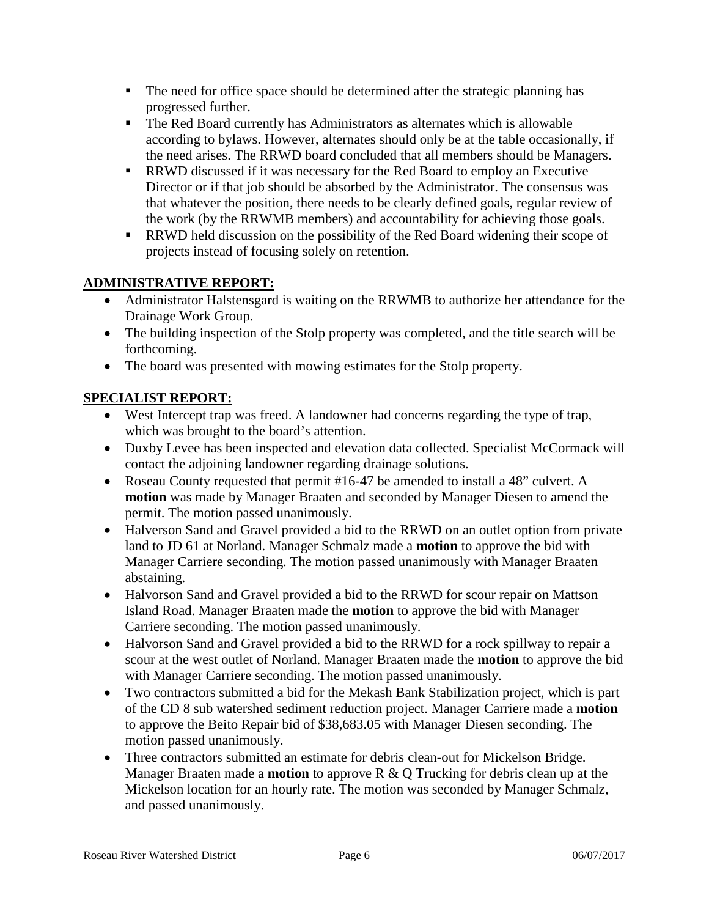- The need for office space should be determined after the strategic planning has progressed further.
- The Red Board currently has Administrators as alternates which is allowable according to bylaws. However, alternates should only be at the table occasionally, if the need arises. The RRWD board concluded that all members should be Managers.
- RRWD discussed if it was necessary for the Red Board to employ an Executive Director or if that job should be absorbed by the Administrator. The consensus was that whatever the position, there needs to be clearly defined goals, regular review of the work (by the RRWMB members) and accountability for achieving those goals.
- RRWD held discussion on the possibility of the Red Board widening their scope of projects instead of focusing solely on retention.

**ADMINISTRATIVE REPORT:**

- Administrator Halstensgard is waiting on the RRWMB to authorize her attendance for the Drainage Work Group.
- The building inspection of the Stolp property was completed, and the title search will be forthcoming.
- The board was presented with mowing estimates for the Stolp property.

**SPECIALIST REPORT:**

- West Intercept trap was freed. A landowner had concerns regarding the type of trap, which was brought to the board's attention.
- Duxby Levee has been inspected and elevation data collected. Specialist McCormack will contact the adjoining landowner regarding drainage solutions.
- Roseau County requested that permit #16-47 be amended to install a 48" culvert. A **motion** was made by Manager Braaten and seconded by Manager Diesen to amend the permit. The motion passed unanimously.
- Halverson Sand and Gravel provided a bid to the RRWD on an outlet option from private land to JD 61 at Norland. Manager Schmalz made a **motion** to approve the bid with Manager Carriere seconding. The motion passed unanimously with Manager Braaten abstaining.
- Halvorson Sand and Gravel provided a bid to the RRWD for scour repair on Mattson Island Road. Manager Braaten made the **motion** to approve the bid with Manager Carriere seconding. The motion passed unanimously.
- Halvorson Sand and Gravel provided a bid to the RRWD for a rock spillway to repair a scour at the west outlet of Norland. Manager Braaten made the **motion** to approve the bid with Manager Carriere seconding. The motion passed unanimously.
- Two contractors submitted a bid for the Mekash Bank Stabilization project, which is part of the CD 8 sub watershed sediment reduction project. Manager Carriere made a **motion** to approve the Beito Repair bid of $38,683.05 with Manager Diesen seconding. The motion passed unanimously.
- Three contractors submitted an estimate for debris clean-out for Mickelson Bridge. Manager Braaten made a **motion** to approve R & Q Trucking for debris clean up at the Mickelson location for an hourly rate. The motion was seconded by Manager Schmalz, and passed unanimously.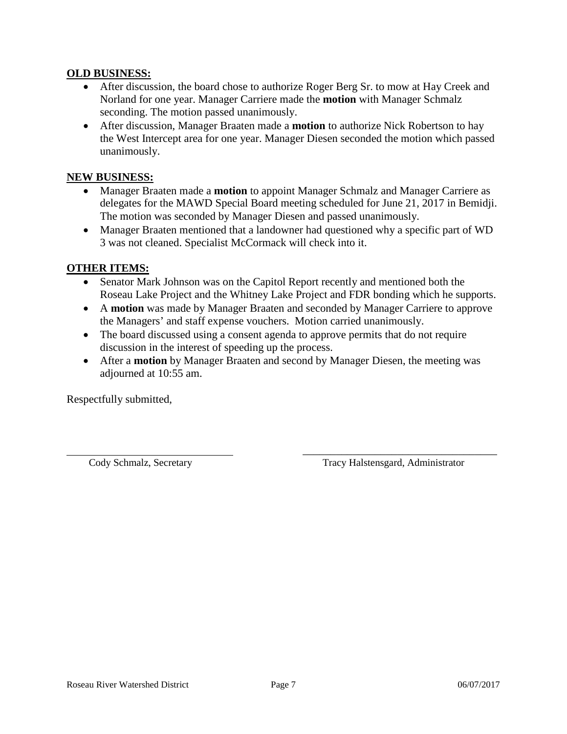**OLD BUSINESS:**

- After discussion, the board chose to authorize Roger Berg Sr. to mow at Hay Creek and Norland for one year. Manager Carriere made the **motion** with Manager Schmalz seconding. The motion passed unanimously.
- After discussion, Manager Braaten made a **motion** to authorize Nick Robertson to hay the West Intercept area for one year. Manager Diesen seconded the motion which passed unanimously.

**NEW BUSINESS:**

- Manager Braaten made a **motion** to appoint Manager Schmalz and Manager Carriere as delegates for the MAWD Special Board meeting scheduled for June 21, 2017 in Bemidji. The motion was seconded by Manager Diesen and passed unanimously.
- Manager Braaten mentioned that a landowner had questioned why a specific part of WD 3 was not cleaned. Specialist McCormack will check into it.

**OTHER ITEMS:**

- Senator Mark Johnson was on the Capitol Report recently and mentioned both the Roseau Lake Project and the Whitney Lake Project and FDR bonding which he supports.
- A **motion** was made by Manager Braaten and seconded by Manager Carriere to approve the Managers' and staff expense vouchers. Motion carried unanimously.
- The board discussed using a consent agenda to approve permits that do not require discussion in the interest of speeding up the process.
- After a **motion** by Manager Braaten and second by Manager Diesen, the meeting was adjourned at 10:55 am.

Respectfully submitted,

\_\_\_\_\_\_\_\_\_\_\_\_\_\_\_\_\_\_\_\_\_\_\_\_\_\_\_\_\_\_ \_\_\_\_\_\_\_\_\_\_\_\_\_\_\_\_\_\_\_\_\_\_\_\_\_\_\_\_\_\_

Cody Schmalz, Secretary Tracy Halstensgard, Administrator